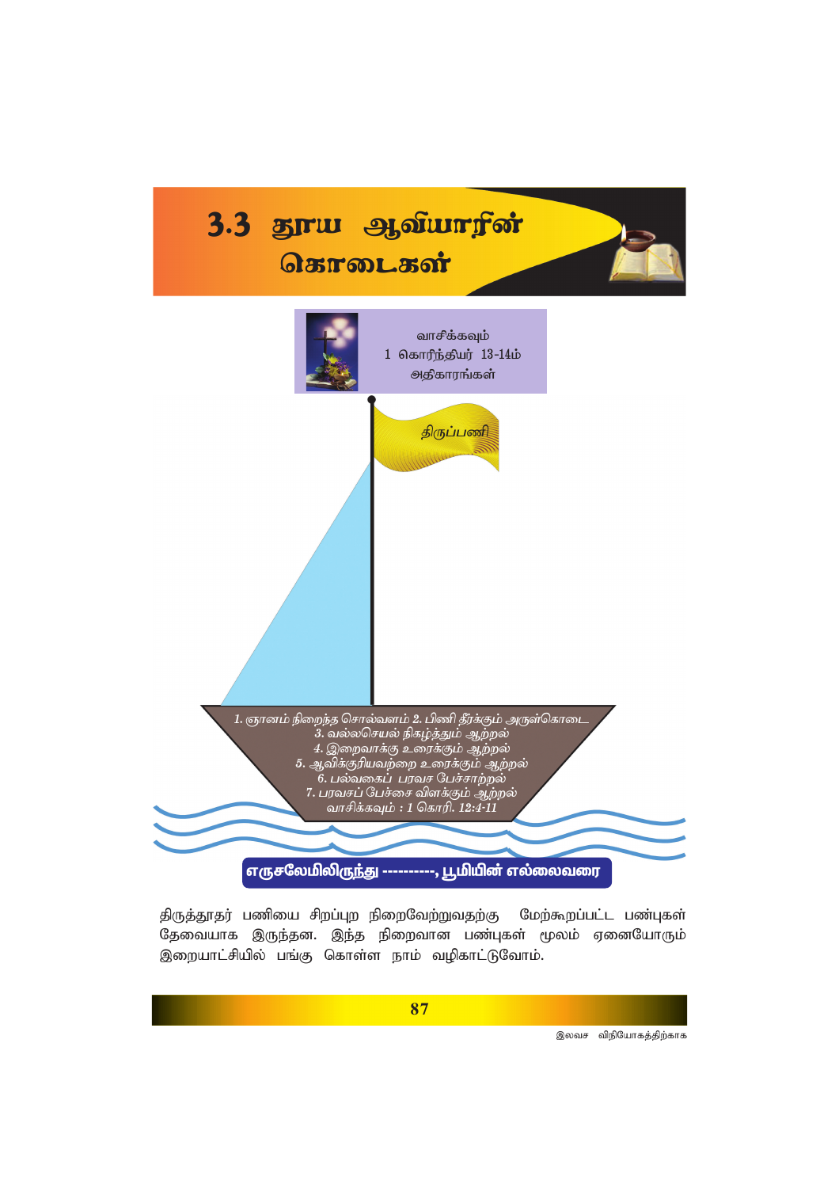# 3.3 தூய ஆவியாரின் கொடைகள்

வாசிக்கவும்
1 கொரிந்தியர் 13-14ம்
அதிகாரங்கள்

திருப்பணி

*1. ஞானம் நிறைந்த சொல்வளம் 2. பிணி தீர்க்கும் அருள்கொடை*
*3. வல்லசெயல் நிகழ்த்தும் ஆற்றல்*
*4. இறைவாக்கு உரைக்கும் ஆற்றல்*
*5. ஆவிக்குரியவற்றை உரைக்கும் ஆற்றல்*
*6. பல்வகைப் பரவச பேச்சாற்றல்*
*7. பரவசப் பேச்சை விளக்கும் ஆற்றல்*
*வாசிக்கவும் : 1 கொரி. 12:4-11*

**எருசலேமிலிருந்து ---------, பூமியின் எல்லைவரை**

திருத்தூதர் பணியை சிறப்புற நிறைவேற்றுவதற்கு மேற்கூறப்பட்ட பண்புகள் தேவையாக இருந்தன. இந்த நிறைவான பண்புகள் மூலம் ஏனையோரும் இறையாட்சியில் பங்கு கொள்ள நாம் வழிகாட்டுவோம்.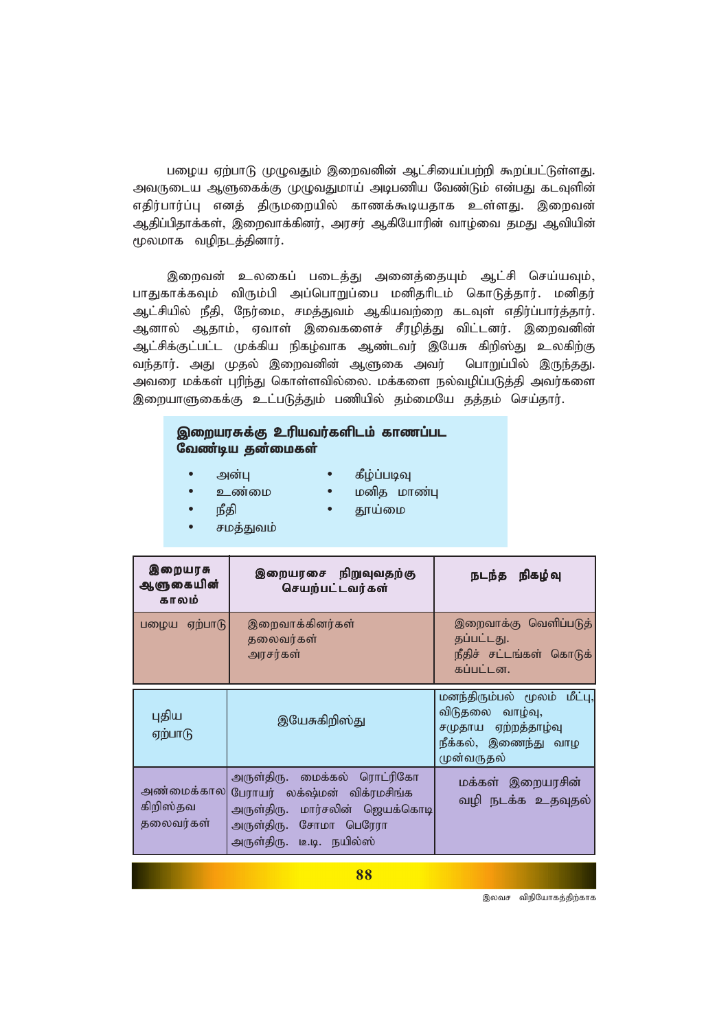பழைய ஏற்பாடு முழுவதும் இறைவனின் ஆட்சியைப்பற்றி கூறப்பட்டுள்ளது. அவருடைய ஆளுகைக்கு முழுவதுமாய் அடிபணிய வேண்டும் என்பது கடவுளின் எதிர்பார்ப்பு எனத் திருமறையில் காணக்கூடியதாக உள்ளது. இறைவன் ஆதிப்பிதாக்கள், இறைவாக்கினர், அரசர் ஆகியோரின் வாழ்வை தமது ஆவியின் மூலமாக வழிநடத்தினார்.

இறைவன் உலகைப் படைத்து அனைத்தையும் ஆட்சி செய்யவும், பாதுகாக்கவும் விரும்பி அப்பொறுப்பை மனிதரிடம் கொடுத்தார். மனிதர் ஆட்சியில் நீதி, நேர்மை, சமத்துவம் ஆகியவற்றை கடவுள் எதிர்ப்பார்த்தார். ஆனால் ஆதாம், ஏவாள் இவைகளைச் சீரழித்து விட்டனர். இறைவனின் ஆட்சிக்குட்பட்ட முக்கிய நிகழ்வாக ஆண்டவர் இயேசு கிறிஸ்து உலகிற்கு வந்தார். அது முதல் இறைவனின் ஆளுகை அவர் பொறுப்பில் இருந்தது. அவரை மக்கள் புரிந்து கொள்ளவில்லை. மக்களை நல்வழிப்படுத்தி அவர்களை இறையாளுகைக்கு உட்படுத்தும் பணியில் தம்மையே தத்தம் செய்தார்.

**இறையரசுக்கு உரியவர்களிடம் காணப்பட வேண்டிய தன்மைகள்**

- அன்பு
- உண்மை
- நீதி
- சமத்துவம்
- கீழ்ப்படிவு
- மனித மாண்பு
- தூய்மை

| இறையரசு ஆளுகையின் காலம் | இறையரசை நிறுவுவதற்கு செயற்பட்டவர்கள் | நடந்த நிகழ்வு |
|---|---|---|
| பழைய ஏற்பாடு | இறைவாக்கினர்கள்<br>தலைவர்கள்<br>அரசர்கள் | இறைவாக்கு வெளிப்படுத்தப்பட்டது.<br>நீதிச் சட்டங்கள் கொடுக்கப்பட்டன. |
| புதிய ஏற்பாடு | இயேசுகிறிஸ்து | மனந்திரும்பல் மூலம் மீட்பு, விடுதலை வாழ்வு, சமுதாய ஏற்றத்தாழ்வு நீக்கல், இணைந்து வாழ முன்வருதல் |
| அண்மைக்கால கிறிஸ்தவ தலைவர்கள் | அருள்திரு. மைக்கல் ரொட்ரிகோ<br>பேராயர் லக்ஷ்மன் விக்ரமசிங்க<br>அருள்திரு. மார்சலின் ஜெயக்கொடி<br>அருள்திரு. சோமா பெரேரா<br>அருள்திரு. டீ.டி. நயில்ஸ் | மக்கள் இறையரசின் வழி நடக்க உதவுதல் |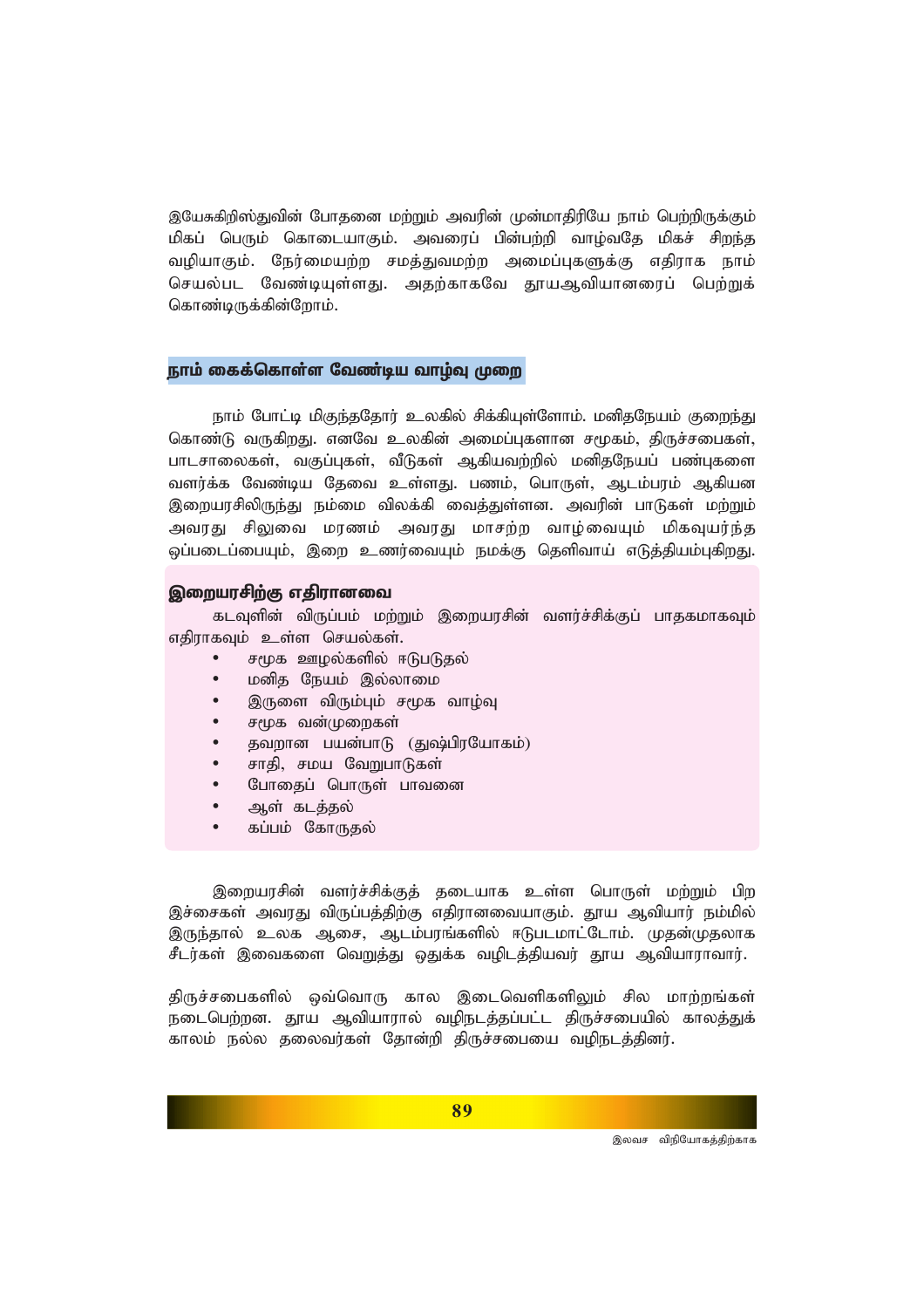இயேசுகிறிஸ்துவின் போதனை மற்றும் அவரின் முன்மாதிரியே நாம் பெற்றிருக்கும் மிகப் பெரும் கொடையாகும். அவரைப் பின்பற்றி வாழ்வதே மிகச் சிறந்த வழியாகும். நேர்மையற்ற சமத்துவமற்ற அமைப்புகளுக்கு எதிராக நாம் செயல்பட வேண்டியுள்ளது. அதற்காகவே தூயஆவியானரைப் பெற்றுக் கொண்டிருக்கின்றோம்.

## நாம் கைக்கொள்ள வேண்டிய வாழ்வு முறை

நாம் போட்டி மிகுந்ததோர் உலகில் சிக்கியுள்ளோம். மனிதநேயம் குறைந்து கொண்டு வருகிறது. எனவே உலகின் அமைப்புகளான சமூகம், திருச்சபைகள், பாடசாலைகள், வகுப்புகள், வீடுகள் ஆகியவற்றில் மனிதநேயப் பண்புகளை வளர்க்க வேண்டிய தேவை உள்ளது. பணம், பொருள், ஆடம்பரம் ஆகியன இறையரசிலிருந்து நம்மை விலக்கி வைத்துள்ளன. அவரின் பாடுகள் மற்றும் அவரது சிலுவை மரணம் அவரது மாசற்ற வாழ்வையும் மிகவுயர்ந்த ஒப்படைப்பையும், இறை உணர்வையும் நமக்கு தெளிவாய் எடுத்தியம்புகிறது.

### இறையரசிற்கு எதிரானவை

கடவுளின் விருப்பம் மற்றும் இறையரசின் வளர்ச்சிக்குப் பாதகமாகவும் எதிராகவும் உள்ள செயல்கள்.

- சமூக ஊழல்களில் ஈடுபடுதல்
- மனித நேயம் இல்லாமை
- இருளை விரும்பும் சமூக வாழ்வு
- சமூக வன்முறைகள்
- தவறான பயன்பாடு (துஷ்பிரயோகம்)
- சாதி, சமய வேறுபாடுகள்
- போதைப் பொருள் பாவனை
- ஆள் கடத்தல்
- கப்பம் கோருதல்

இறையரசின் வளர்ச்சிக்குத் தடையாக உள்ள பொருள் மற்றும் பிற இச்சைகள் அவரது விருப்பத்திற்கு எதிரானவையாகும். தூய ஆவியார் நம்மில் இருந்தால் உலக ஆசை, ஆடம்பரங்களில் ஈடுபடமாட்டோம். முதன்முதலாக சீடர்கள் இவைகளை வெறுத்து ஒதுக்க வழிடத்தியவர் தூய ஆவியாராவார்.

திருச்சபைகளில் ஒவ்வொரு கால இடைவெளிகளிலும் சில மாற்றங்கள் நடைபெற்றன. தூய ஆவியாரால் வழிநடத்தப்பட்ட திருச்சபையில் காலத்துக் காலம் நல்ல தலைவர்கள் தோன்றி திருச்சபையை வழிநடத்தினர்.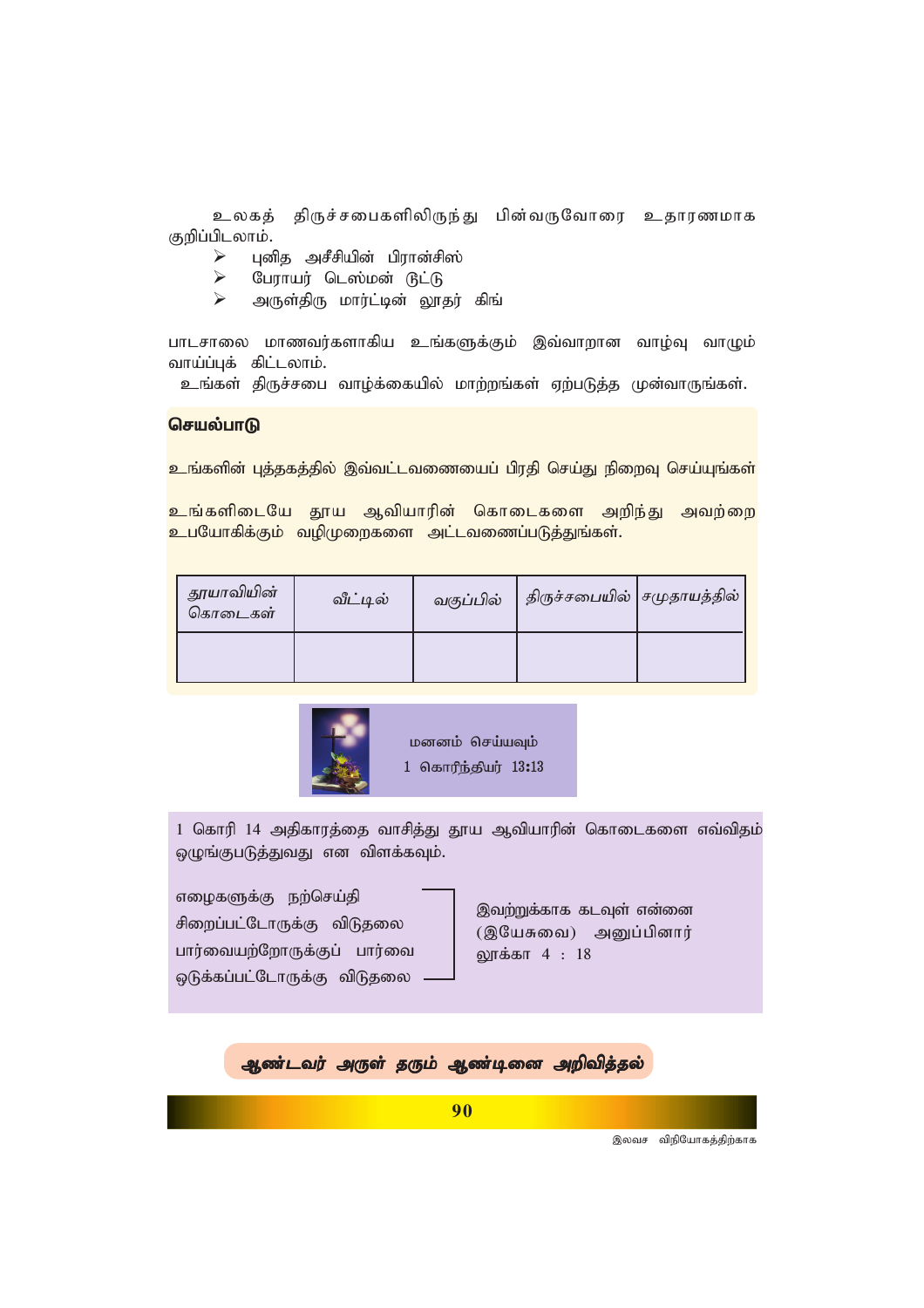உலகத் திருச்சபைகளிலிருந்து பின்வருவோரை உதாரணமாக குறிப்பிடலாம்.

- புனித அசீசியின் பிரான்சிஸ்
- பேராயர் டெஸ்மன் டுட்டு
- அருள்திரு மார்ட்டின் லூதர் கிங்

பாடசாலை மாணவர்களாகிய உங்களுக்கும் இவ்வாறான வாழ்வு வாழும் வாய்ப்புக் கிட்டலாம்.

உங்கள் திருச்சபை வாழ்க்கையில் மாற்றங்கள் ஏற்படுத்த முன்வாருங்கள்.

**செயல்பாடு**

உங்களின் புத்தகத்தில் இவ்வட்டவணையைப் பிரதி செய்து நிறைவு செய்யுங்கள்

உங்களிடையே தூய ஆவியாரின் கொடைகளை அறிந்து அவற்றை உபயோகிக்கும் வழிமுறைகளை அட்டவணைப்படுத்துங்கள்.

| தூயாவியின் கொடைகள் | வீட்டில் | வகுப்பில் | திருச்சபையில் | சமுதாயத்தில் |
|---|---|---|---|---|
| | | | | |

மனனம் செய்யவும்
1 கொரிந்தியர் 13:13

1 கொரி 14 அதிகாரத்தை வாசித்து தூய ஆவியாரின் கொடைகளை எவ்விதம் ஒழுங்குபடுத்துவது என விளக்கவும்.

எளைகளுக்கு நற்செய்தி
சிறைப்பட்டோருக்கு விடுதலை
பார்வையற்றோருக்குப் பார்வை
ஒடுக்கப்பட்டோருக்கு விடுதலை

இவற்றுக்காக கடவுள் என்னை (இயேசுவை) அனுப்பினார்
லூக்கா 4 : 18

***ஆண்டவர் அருள் தரும் ஆண்டினை அறிவித்தல்***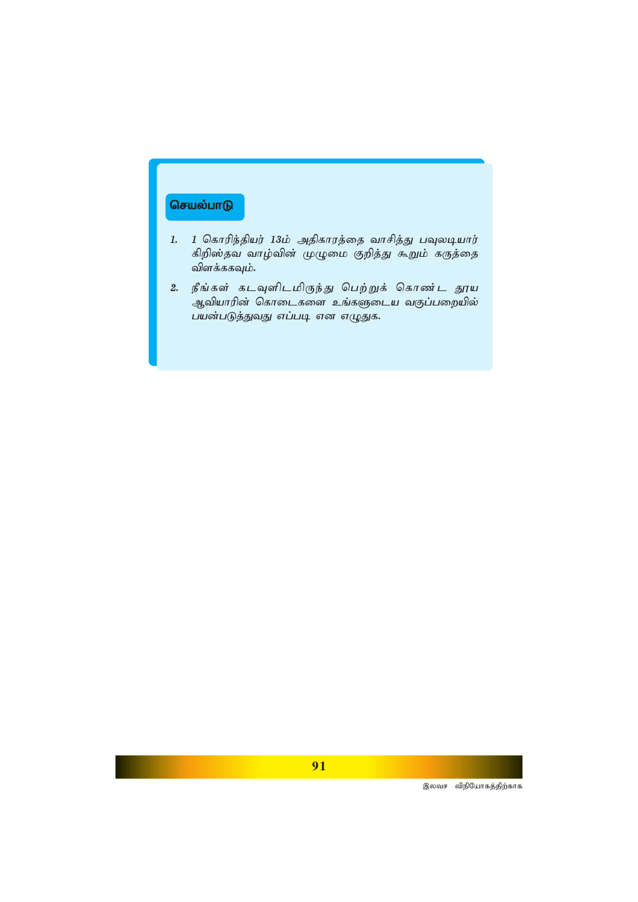## செயல்பாடு

1. *1 கொரிந்தியர் 13ம் அதிகாரத்தை வாசித்து பவுலடியார் கிறிஸ்தவ வாழ்வின் முழுமை குறித்து கூறும் கருத்தை விளக்ககவும்.*
2. *நீங்கள் கடவுளிடமிருந்து பெற்றுக் கொண்ட தூய ஆவியாரின் கொடைகளை உங்களுடைய வகுப்பறையில் பயன்படுத்துவது எப்படி என எழுதுக.*